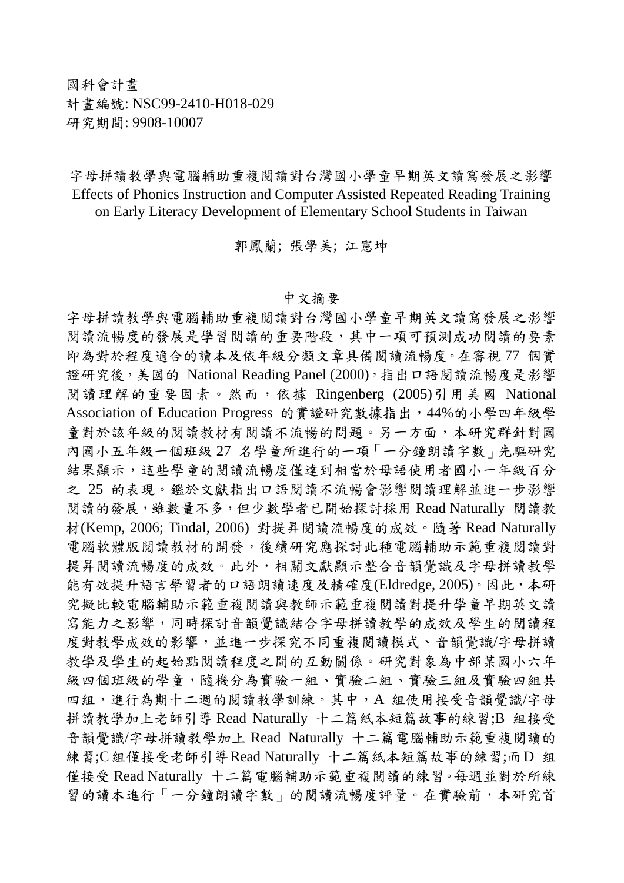國科會計畫
計畫編號: NSC99-2410-H018-029
研究期間: 9908-10007

# 字母拼讀教學與電腦輔助重複閱讀對台灣國小學童早期英文讀寫發展之影響

# Effects of Phonics Instruction and Computer Assisted Repeated Reading Training on Early Literacy Development of Elementary School Students in Taiwan

郭鳳蘭; 張學美; 江憲坤

## 中文摘要

字母拼讀教學與電腦輔助重複閱讀對台灣國小學童早期英文讀寫發展之影響
閱讀流暢度的發展是學習閱讀的重要階段，其中一項可預測成功閱讀的要素即為對於程度適合的讀本及依年級分類文章具備閱讀流暢度。在審視 77 個實證研究後，美國的 National Reading Panel (2000)，指出口語閱讀流暢度是影響閱讀理解的重要因素。然而，依據 Ringenberg (2005)引用美國 National Association of Education Progress 的實證研究數據指出，44%的小學四年級學童對於該年級的閱讀教材有閱讀不流暢的問題。另一方面，本研究群針對國內國小五年級一個班級 27 名學童所進行的一項「一分鐘朗讀字數」先驅研究結果顯示，這些學童的閱讀流暢度僅達到相當於母語使用者國小一年級百分之 25 的表現。鑑於文獻指出口語閱讀不流暢會影響閱讀理解並進一步影響閱讀的發展，雖數量不多，但少數學者已開始探討採用 Read Naturally 閱讀教材(Kemp, 2006; Tindal, 2006) 對提昇閱讀流暢度的成效。隨著 Read Naturally 電腦軟體版閱讀教材的開發，後續研究應探討此種電腦輔助示範重複閱讀對提昇閱讀流暢度的成效。此外，相關文獻顯示整合音韻覺識及字母拼讀教學能有效提升語言學習者的口語朗讀速度及精確度(Eldredge, 2005)。因此，本研究擬比較電腦輔助示範重複閱讀與教師示範重複閱讀對提升學童早期英文讀寫能力之影響，同時探討音韻覺識結合字母拼讀教學的成效及學生的閱讀程度對教學成效的影響，並進一步探究不同重複閱讀模式、音韻覺識/字母拼讀教學及學生的起始點閱讀程度之間的互動關係。研究對象為中部某國小六年級四個班級的學童，隨機分為實驗一組、實驗二組、實驗三組及實驗四組共四組，進行為期十二週的閱讀教學訓練。其中，A 組使用接受音韻覺識/字母拼讀教學加上老師引導 Read Naturally 十二篇紙本短篇故事的練習;B 組接受音韻覺識/字母拼讀教學加上 Read Naturally 十二篇電腦輔助示範重複閱讀的練習;C 組僅接受老師引導 Read Naturally 十二篇紙本短篇故事的練習;而 D 組僅接受 Read Naturally 十二篇電腦輔助示範重複閱讀的練習。每週並對於所練習的讀本進行「一分鐘朗讀字數」的閱讀流暢度評量。在實驗前，本研究首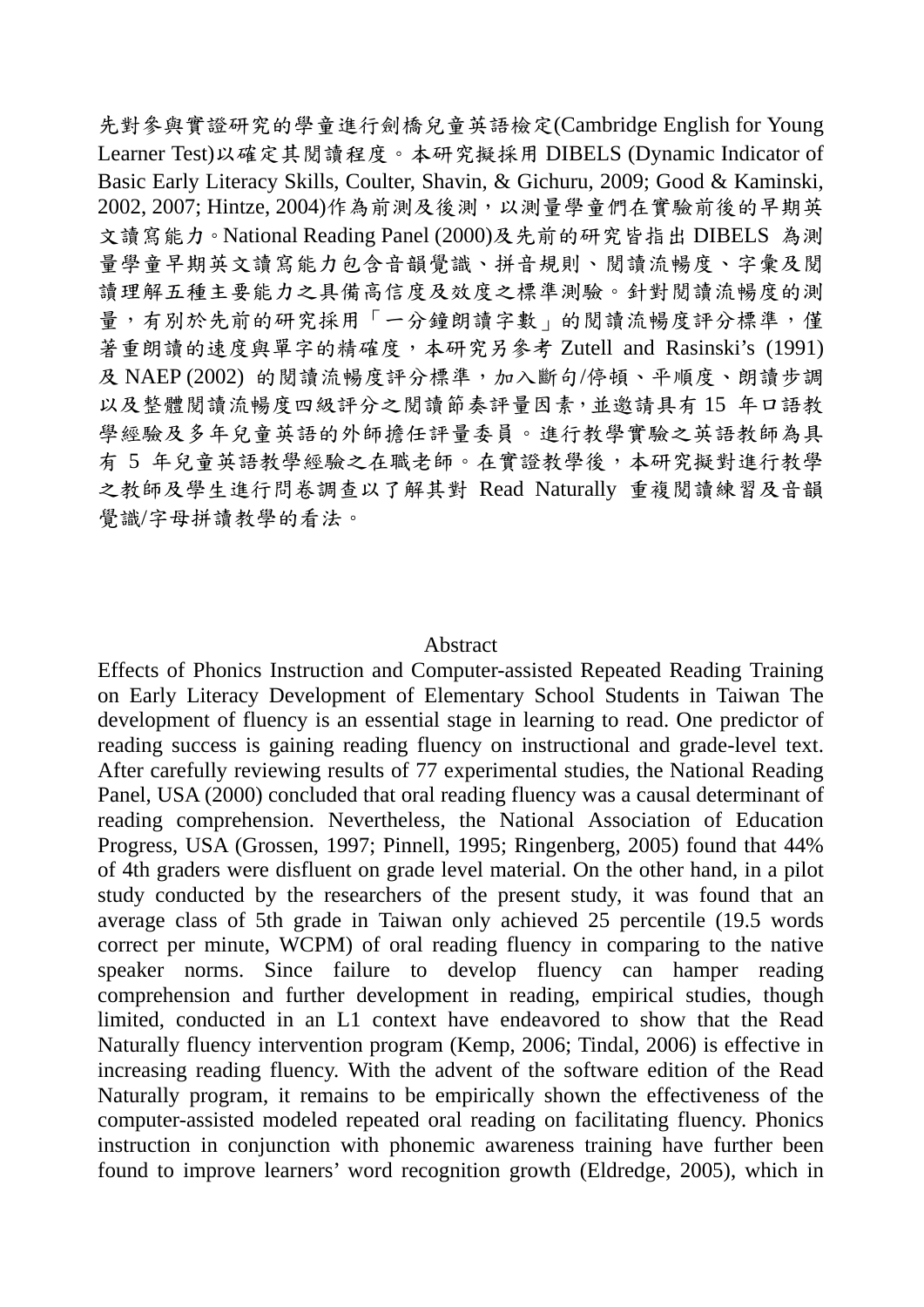先對參與實證研究的學童進行劍橋兒童英語檢定(Cambridge English for Young Learner Test)以確定其閱讀程度。本研究擬採用 DIBELS (Dynamic Indicator of Basic Early Literacy Skills, Coulter, Shavin, & Gichuru, 2009; Good & Kaminski, 2002, 2007; Hintze, 2004)作為前測及後測，以測量學童們在實驗前後的早期英文讀寫能力。National Reading Panel (2000)及先前的研究皆指出 DIBELS 為測量學童早期英文讀寫能力包含音韻覺識、拼音規則、閱讀流暢度、字彙及閱讀理解五種主要能力之具備高信度及效度之標準測驗。針對閱讀流暢度的測量，有別於先前的研究採用「一分鐘朗讀字數」的閱讀流暢度評分標準，僅著重朗讀的速度與單字的精確度，本研究另參考 Zutell and Rasinski's (1991) 及 NAEP (2002) 的閱讀流暢度評分標準，加入斷句/停頓、平順度、朗讀步調以及整體閱讀流暢度四級評分之閱讀節奏評量因素，並邀請具有 15 年口語教學經驗及多年兒童英語的外師擔任評量委員。進行教學實驗之英語教師為具有 5 年兒童英語教學經驗之在職老師。在實證教學後，本研究擬對進行教學之教師及學生進行問卷調查以了解其對 Read Naturally 重複閱讀練習及音韻覺識/字母拼讀教學的看法。

## Abstract

Effects of Phonics Instruction and Computer-assisted Repeated Reading Training on Early Literacy Development of Elementary School Students in Taiwan The development of fluency is an essential stage in learning to read. One predictor of reading success is gaining reading fluency on instructional and grade-level text. After carefully reviewing results of 77 experimental studies, the National Reading Panel, USA (2000) concluded that oral reading fluency was a causal determinant of reading comprehension. Nevertheless, the National Association of Education Progress, USA (Grossen, 1997; Pinnell, 1995; Ringenberg, 2005) found that 44% of 4th graders were disfluent on grade level material. On the other hand, in a pilot study conducted by the researchers of the present study, it was found that an average class of 5th grade in Taiwan only achieved 25 percentile (19.5 words correct per minute, WCPM) of oral reading fluency in comparing to the native speaker norms. Since failure to develop fluency can hamper reading comprehension and further development in reading, empirical studies, though limited, conducted in an L1 context have endeavored to show that the Read Naturally fluency intervention program (Kemp, 2006; Tindal, 2006) is effective in increasing reading fluency. With the advent of the software edition of the Read Naturally program, it remains to be empirically shown the effectiveness of the computer-assisted modeled repeated oral reading on facilitating fluency. Phonics instruction in conjunction with phonemic awareness training have further been found to improve learners' word recognition growth (Eldredge, 2005), which in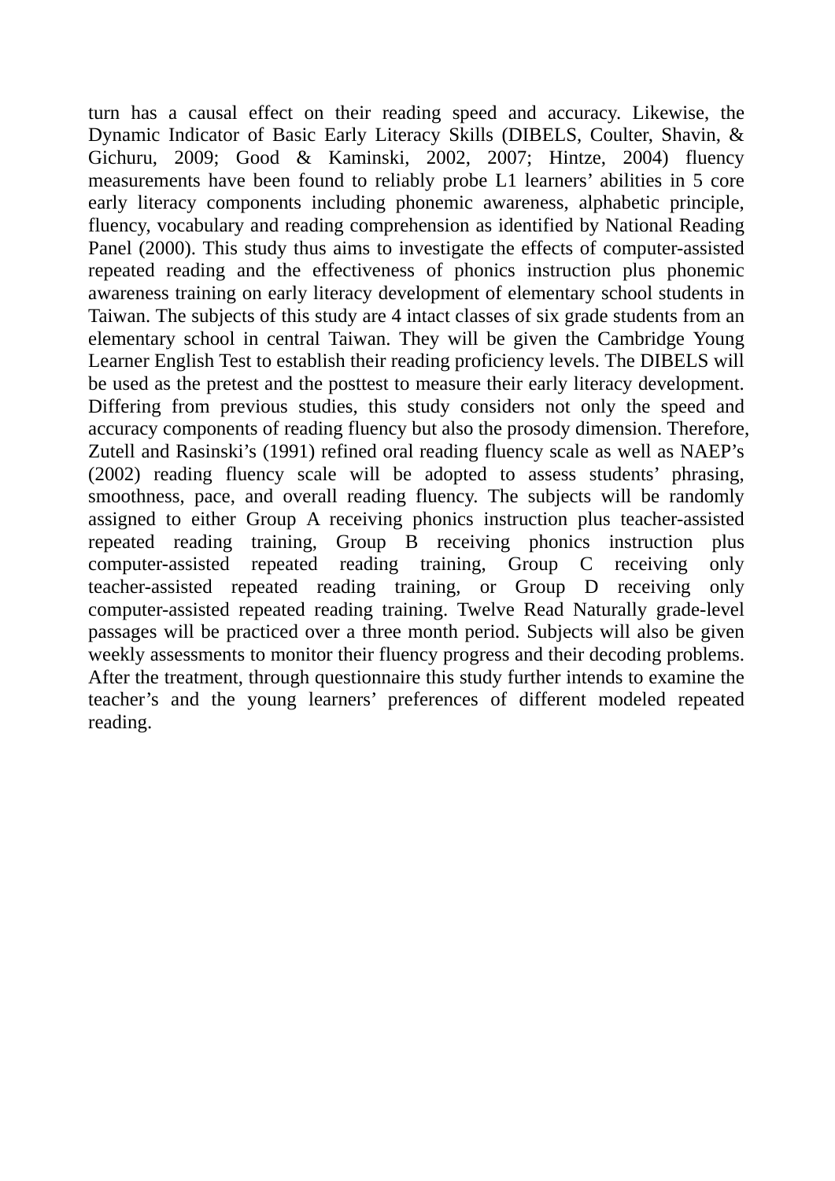turn has a causal effect on their reading speed and accuracy. Likewise, the Dynamic Indicator of Basic Early Literacy Skills (DIBELS, Coulter, Shavin, & Gichuru, 2009; Good & Kaminski, 2002, 2007; Hintze, 2004) fluency measurements have been found to reliably probe L1 learners' abilities in 5 core early literacy components including phonemic awareness, alphabetic principle, fluency, vocabulary and reading comprehension as identified by National Reading Panel (2000). This study thus aims to investigate the effects of computer-assisted repeated reading and the effectiveness of phonics instruction plus phonemic awareness training on early literacy development of elementary school students in Taiwan. The subjects of this study are 4 intact classes of six grade students from an elementary school in central Taiwan. They will be given the Cambridge Young Learner English Test to establish their reading proficiency levels. The DIBELS will be used as the pretest and the posttest to measure their early literacy development. Differing from previous studies, this study considers not only the speed and accuracy components of reading fluency but also the prosody dimension. Therefore, Zutell and Rasinski's (1991) refined oral reading fluency scale as well as NAEP's (2002) reading fluency scale will be adopted to assess students' phrasing, smoothness, pace, and overall reading fluency. The subjects will be randomly assigned to either Group A receiving phonics instruction plus teacher-assisted repeated reading training, Group B receiving phonics instruction plus computer-assisted repeated reading training, Group C receiving only teacher-assisted repeated reading training, or Group D receiving only computer-assisted repeated reading training. Twelve Read Naturally grade-level passages will be practiced over a three month period. Subjects will also be given weekly assessments to monitor their fluency progress and their decoding problems. After the treatment, through questionnaire this study further intends to examine the teacher's and the young learners' preferences of different modeled repeated reading.